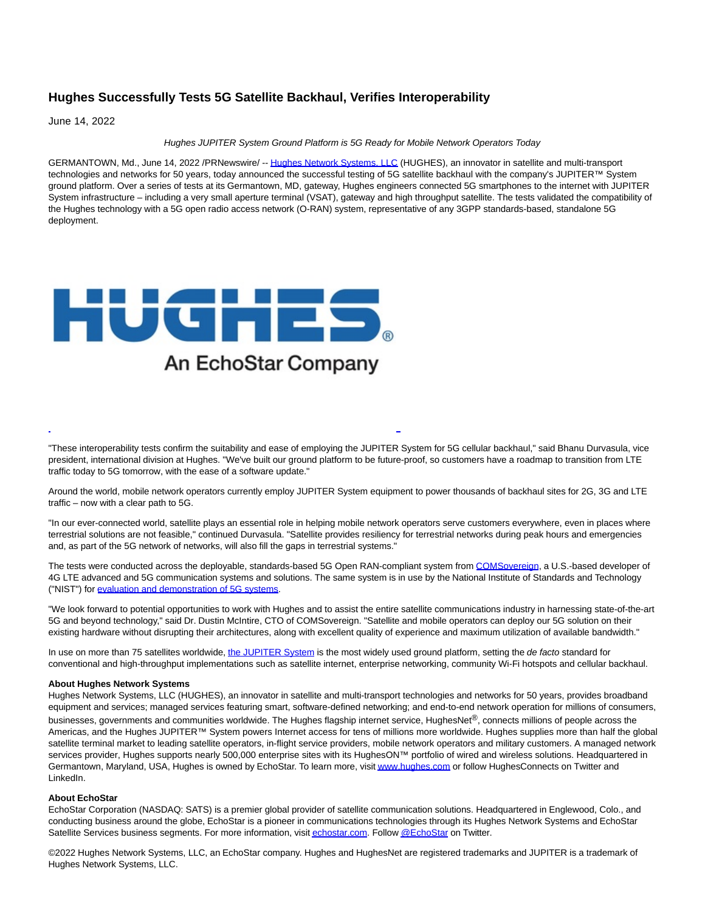# Hughes Successfully Tests 5G Satellite Backhaul, Verifies Interoperability

June 14, 2022

*Hughes JUPITER System Ground Platform is 5G Ready for Mobile Network Operators Today*

GERMANTOWN, Md., June 14, 2022 /PRNewswire/ -- Hughes Network Systems, LLC (HUGHES), an innovator in satellite and multi-transport technologies and networks for 50 years, today announced the successful testing of 5G satellite backhaul with the company's JUPITER™ System ground platform. Over a series of tests at its Germantown, MD, gateway, Hughes engineers connected 5G smartphones to the internet with JUPITER System infrastructure – including a very small aperture terminal (VSAT), gateway and high throughput satellite. The tests validated the compatibility of the Hughes technology with a 5G open radio access network (O-RAN) system, representative of any 3GPP standards-based, standalone 5G deployment.

"These interoperability tests confirm the suitability and ease of employing the JUPITER System for 5G cellular backhaul," said Bhanu Durvasula, vice president, international division at Hughes. "We've built our ground platform to be future-proof, so customers have a roadmap to transition from LTE traffic today to 5G tomorrow, with the ease of a software update."

Around the world, mobile network operators currently employ JUPITER System equipment to power thousands of backhaul sites for 2G, 3G and LTE traffic – now with a clear path to 5G.

"In our ever-connected world, satellite plays an essential role in helping mobile network operators serve customers everywhere, even in places where terrestrial solutions are not feasible," continued Durvasula. "Satellite provides resiliency for terrestrial networks during peak hours and emergencies and, as part of the 5G network of networks, will also fill the gaps in terrestrial systems."

The tests were conducted across the deployable, standards-based 5G Open RAN-compliant system from COMSovereign, a U.S.-based developer of 4G LTE advanced and 5G communication systems and solutions. The same system is in use by the National Institute of Standards and Technology ("NIST") for evaluation and demonstration of 5G systems.

"We look forward to potential opportunities to work with Hughes and to assist the entire satellite communications industry in harnessing state-of-the-art 5G and beyond technology," said Dr. Dustin McIntire, CTO of COMSovereign. "Satellite and mobile operators can deploy our 5G solution on their existing hardware without disrupting their architectures, along with excellent quality of experience and maximum utilization of available bandwidth."

In use on more than 75 satellites worldwide, the JUPITER System is the most widely used ground platform, setting the *de facto* standard for conventional and high-throughput implementations such as satellite internet, enterprise networking, community Wi-Fi hotspots and cellular backhaul.

**About Hughes Network Systems**
Hughes Network Systems, LLC (HUGHES), an innovator in satellite and multi-transport technologies and networks for 50 years, provides broadband equipment and services; managed services featuring smart, software-defined networking; and end-to-end network operation for millions of consumers, businesses, governments and communities worldwide. The Hughes flagship internet service, HughesNet®, connects millions of people across the Americas, and the Hughes JUPITER™ System powers Internet access for tens of millions more worldwide. Hughes supplies more than half the global satellite terminal market to leading satellite operators, in-flight service providers, mobile network operators and military customers. A managed network services provider, Hughes supports nearly 500,000 enterprise sites with its HughesON™ portfolio of wired and wireless solutions. Headquartered in Germantown, Maryland, USA, Hughes is owned by EchoStar. To learn more, visit www.hughes.com or follow HughesConnects on Twitter and LinkedIn.

**About EchoStar**
EchoStar Corporation (NASDAQ: SATS) is a premier global provider of satellite communication solutions. Headquartered in Englewood, Colo., and conducting business around the globe, EchoStar is a pioneer in communications technologies through its Hughes Network Systems and EchoStar Satellite Services business segments. For more information, visit echostar.com. Follow @EchoStar on Twitter.

©2022 Hughes Network Systems, LLC, an EchoStar company. Hughes and HughesNet are registered trademarks and JUPITER is a trademark of Hughes Network Systems, LLC.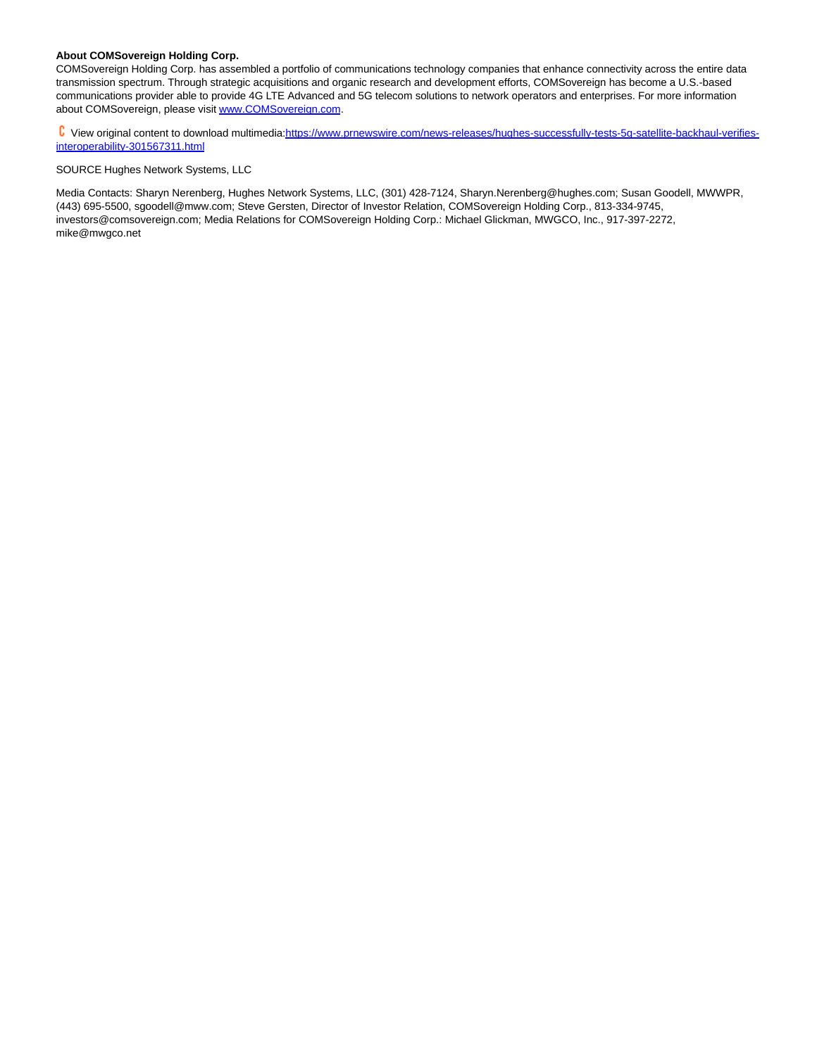**About COMSovereign Holding Corp.**

COMSovereign Holding Corp. has assembled a portfolio of communications technology companies that enhance connectivity across the entire data transmission spectrum. Through strategic acquisitions and organic research and development efforts, COMSovereign has become a U.S.-based communications provider able to provide 4G LTE Advanced and 5G telecom solutions to network operators and enterprises. For more information about COMSovereign, please visit [www.COMSovereign.com](http://www.COMSovereign.com).

View original content to download multimedia:[https://www.prnewswire.com/news-releases/hughes-successfully-tests-5g-satellite-backhaul-verifies-interoperability-301567311.html](https://www.prnewswire.com/news-releases/hughes-successfully-tests-5g-satellite-backhaul-verifies-interoperability-301567311.html)

SOURCE Hughes Network Systems, LLC

Media Contacts: Sharyn Nerenberg, Hughes Network Systems, LLC, (301) 428-7124, Sharyn.Nerenberg@hughes.com; Susan Goodell, MWWPR, (443) 695-5500, sgoodell@mww.com; Steve Gersten, Director of Investor Relation, COMSovereign Holding Corp., 813-334-9745, investors@comsovereign.com; Media Relations for COMSovereign Holding Corp.: Michael Glickman, MWGCO, Inc., 917-397-2272, mike@mwgco.net